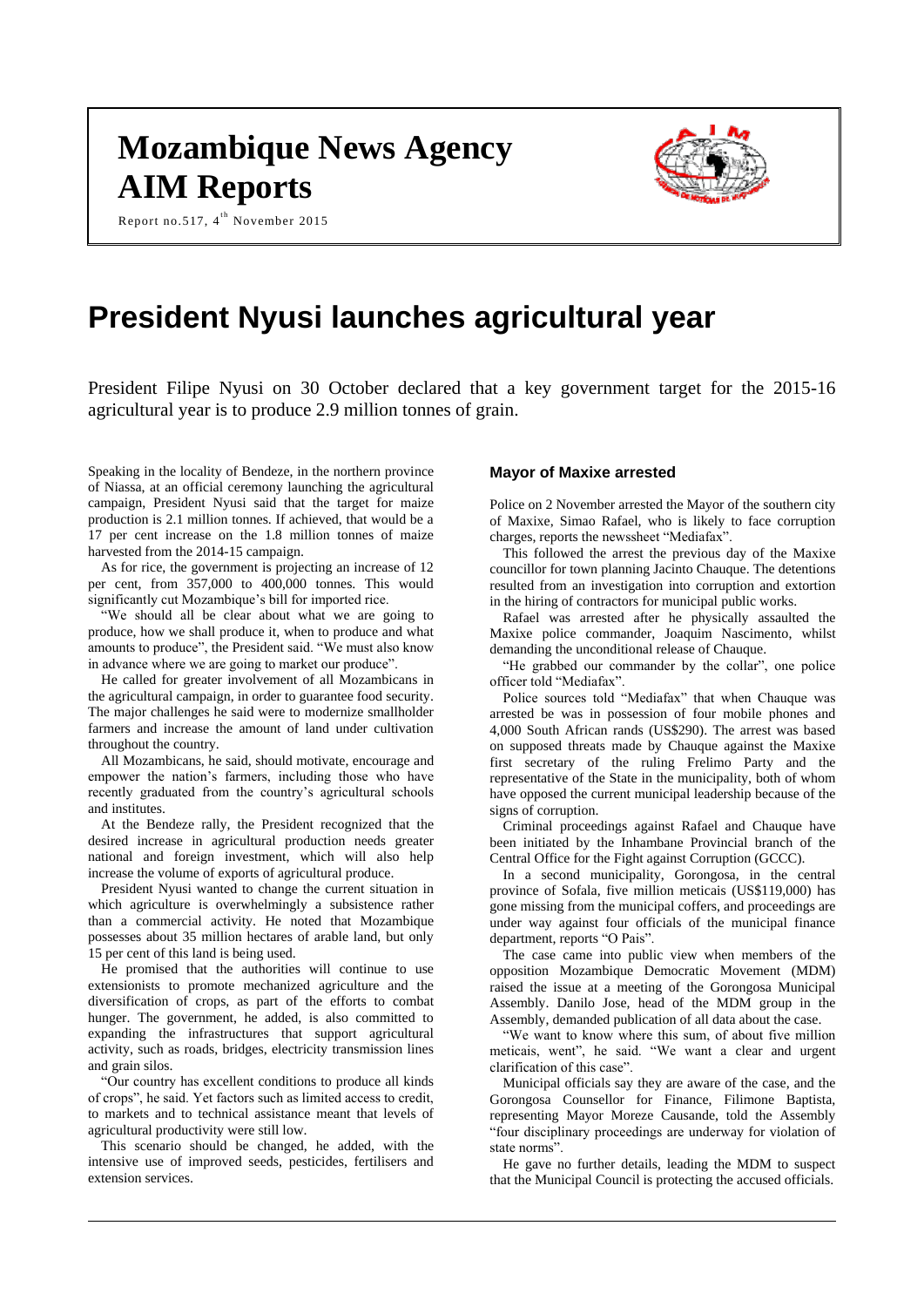# Mozambique News Agency
# AIM Reports

Report no.517, 4th November 2015

# President Nyusi launches agricultural year

President Filipe Nyusi on 30 October declared that a key government target for the 2015-16 agricultural year is to produce 2.9 million tonnes of grain.

Speaking in the locality of Bendeze, in the northern province of Niassa, at an official ceremony launching the agricultural campaign, President Nyusi said that the target for maize production is 2.1 million tonnes. If achieved, that would be a 17 per cent increase on the 1.8 million tonnes of maize harvested from the 2014-15 campaign.

As for rice, the government is projecting an increase of 12 per cent, from 357,000 to 400,000 tonnes. This would significantly cut Mozambique's bill for imported rice.

"We should all be clear about what we are going to produce, how we shall produce it, when to produce and what amounts to produce", the President said. "We must also know in advance where we are going to market our produce".

He called for greater involvement of all Mozambicans in the agricultural campaign, in order to guarantee food security. The major challenges he said were to modernize smallholder farmers and increase the amount of land under cultivation throughout the country.

All Mozambicans, he said, should motivate, encourage and empower the nation's farmers, including those who have recently graduated from the country's agricultural schools and institutes.

At the Bendeze rally, the President recognized that the desired increase in agricultural production needs greater national and foreign investment, which will also help increase the volume of exports of agricultural produce.

President Nyusi wanted to change the current situation in which agriculture is overwhelmingly a subsistence rather than a commercial activity. He noted that Mozambique possesses about 35 million hectares of arable land, but only 15 per cent of this land is being used.

He promised that the authorities will continue to use extensionists to promote mechanized agriculture and the diversification of crops, as part of the efforts to combat hunger. The government, he added, is also committed to expanding the infrastructures that support agricultural activity, such as roads, bridges, electricity transmission lines and grain silos.

"Our country has excellent conditions to produce all kinds of crops", he said. Yet factors such as limited access to credit, to markets and to technical assistance meant that levels of agricultural productivity were still low.

This scenario should be changed, he added, with the intensive use of improved seeds, pesticides, fertilisers and extension services.

### Mayor of Maxixe arrested

Police on 2 November arrested the Mayor of the southern city of Maxixe, Simao Rafael, who is likely to face corruption charges, reports the newssheet "Mediafax".

This followed the arrest the previous day of the Maxixe councillor for town planning Jacinto Chauque. The detentions resulted from an investigation into corruption and extortion in the hiring of contractors for municipal public works.

Rafael was arrested after he physically assaulted the Maxixe police commander, Joaquim Nascimento, whilst demanding the unconditional release of Chauque.

"He grabbed our commander by the collar", one police officer told "Mediafax".

Police sources told "Mediafax" that when Chauque was arrested be was in possession of four mobile phones and 4,000 South African rands (US$290). The arrest was based on supposed threats made by Chauque against the Maxixe first secretary of the ruling Frelimo Party and the representative of the State in the municipality, both of whom have opposed the current municipal leadership because of the signs of corruption.

Criminal proceedings against Rafael and Chauque have been initiated by the Inhambane Provincial branch of the Central Office for the Fight against Corruption (GCCC).

In a second municipality, Gorongosa, in the central province of Sofala, five million meticais (US$119,000) has gone missing from the municipal coffers, and proceedings are under way against four officials of the municipal finance department, reports "O Pais".

The case came into public view when members of the opposition Mozambique Democratic Movement (MDM) raised the issue at a meeting of the Gorongosa Municipal Assembly. Danilo Jose, head of the MDM group in the Assembly, demanded publication of all data about the case.

"We want to know where this sum, of about five million meticais, went", he said. "We want a clear and urgent clarification of this case".

Municipal officials say they are aware of the case, and the Gorongosa Counsellor for Finance, Filimone Baptista, representing Mayor Moreze Causande, told the Assembly "four disciplinary proceedings are underway for violation of state norms".

He gave no further details, leading the MDM to suspect that the Municipal Council is protecting the accused officials.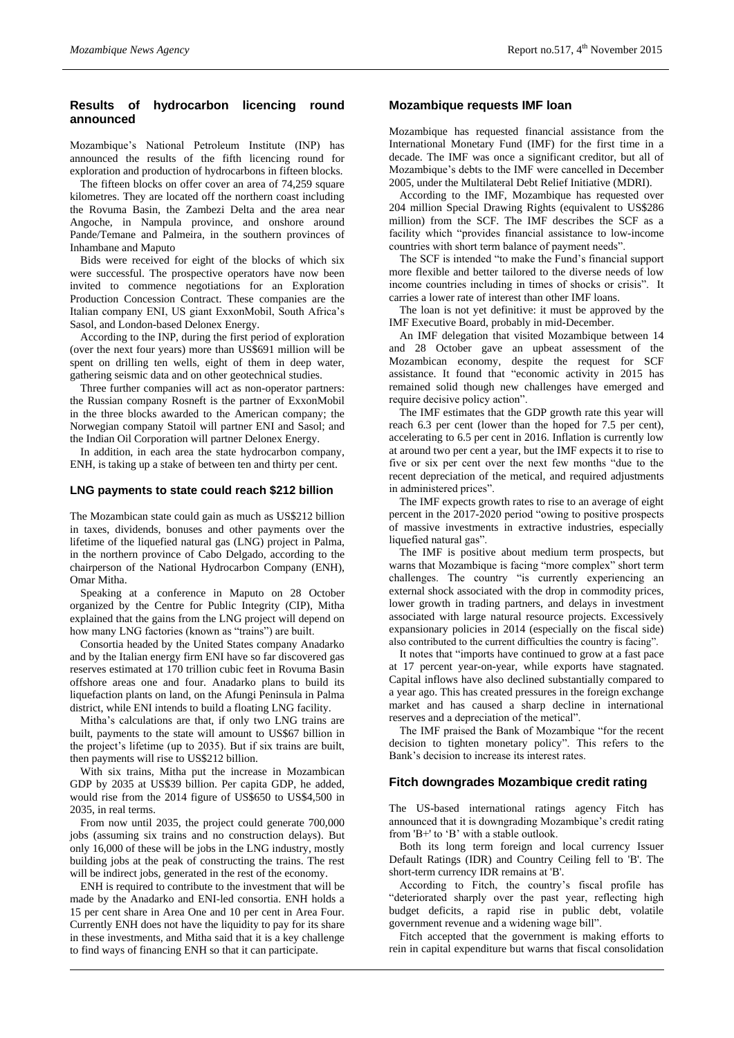## Results of hydrocarbon licencing round announced

Mozambique's National Petroleum Institute (INP) has announced the results of the fifth licencing round for exploration and production of hydrocarbons in fifteen blocks.

The fifteen blocks on offer cover an area of 74,259 square kilometres. They are located off the northern coast including the Rovuma Basin, the Zambezi Delta and the area near Angoche, in Nampula province, and onshore around Pande/Temane and Palmeira, in the southern provinces of Inhambane and Maputo

Bids were received for eight of the blocks of which six were successful. The prospective operators have now been invited to commence negotiations for an Exploration Production Concession Contract. These companies are the Italian company ENI, US giant ExxonMobil, South Africa's Sasol, and London-based Delonex Energy.

According to the INP, during the first period of exploration (over the next four years) more than US$691 million will be spent on drilling ten wells, eight of them in deep water, gathering seismic data and on other geotechnical studies.

Three further companies will act as non-operator partners: the Russian company Rosneft is the partner of ExxonMobil in the three blocks awarded to the American company; the Norwegian company Statoil will partner ENI and Sasol; and the Indian Oil Corporation will partner Delonex Energy.

In addition, in each area the state hydrocarbon company, ENH, is taking up a stake of between ten and thirty per cent.

## LNG payments to state could reach $212 billion

The Mozambican state could gain as much as US$212 billion in taxes, dividends, bonuses and other payments over the lifetime of the liquefied natural gas (LNG) project in Palma, in the northern province of Cabo Delgado, according to the chairperson of the National Hydrocarbon Company (ENH), Omar Mitha.

Speaking at a conference in Maputo on 28 October organized by the Centre for Public Integrity (CIP), Mitha explained that the gains from the LNG project will depend on how many LNG factories (known as "trains") are built.

Consortia headed by the United States company Anadarko and by the Italian energy firm ENI have so far discovered gas reserves estimated at 170 trillion cubic feet in Rovuma Basin offshore areas one and four. Anadarko plans to build its liquefaction plants on land, on the Afungi Peninsula in Palma district, while ENI intends to build a floating LNG facility.

Mitha's calculations are that, if only two LNG trains are built, payments to the state will amount to US$67 billion in the project's lifetime (up to 2035). But if six trains are built, then payments will rise to US$212 billion.

With six trains, Mitha put the increase in Mozambican GDP by 2035 at US$39 billion. Per capita GDP, he added, would rise from the 2014 figure of US$650 to US$4,500 in 2035, in real terms.

From now until 2035, the project could generate 700,000 jobs (assuming six trains and no construction delays). But only 16,000 of these will be jobs in the LNG industry, mostly building jobs at the peak of constructing the trains. The rest will be indirect jobs, generated in the rest of the economy.

ENH is required to contribute to the investment that will be made by the Anadarko and ENI-led consortia. ENH holds a 15 per cent share in Area One and 10 per cent in Area Four. Currently ENH does not have the liquidity to pay for its share in these investments, and Mitha said that it is a key challenge to find ways of financing ENH so that it can participate.

## Mozambique requests IMF loan

Mozambique has requested financial assistance from the International Monetary Fund (IMF) for the first time in a decade. The IMF was once a significant creditor, but all of Mozambique's debts to the IMF were cancelled in December 2005, under the Multilateral Debt Relief Initiative (MDRI).

According to the IMF, Mozambique has requested over 204 million Special Drawing Rights (equivalent to US$286 million) from the SCF. The IMF describes the SCF as a facility which "provides financial assistance to low-income countries with short term balance of payment needs".

The SCF is intended "to make the Fund's financial support more flexible and better tailored to the diverse needs of low income countries including in times of shocks or crisis". It carries a lower rate of interest than other IMF loans.

The loan is not yet definitive: it must be approved by the IMF Executive Board, probably in mid-December.

An IMF delegation that visited Mozambique between 14 and 28 October gave an upbeat assessment of the Mozambican economy, despite the request for SCF assistance. It found that "economic activity in 2015 has remained solid though new challenges have emerged and require decisive policy action".

The IMF estimates that the GDP growth rate this year will reach 6.3 per cent (lower than the hoped for 7.5 per cent), accelerating to 6.5 per cent in 2016. Inflation is currently low at around two per cent a year, but the IMF expects it to rise to five or six per cent over the next few months "due to the recent depreciation of the metical, and required adjustments in administered prices".

The IMF expects growth rates to rise to an average of eight percent in the 2017-2020 period "owing to positive prospects of massive investments in extractive industries, especially liquefied natural gas".

The IMF is positive about medium term prospects, but warns that Mozambique is facing "more complex" short term challenges. The country "is currently experiencing an external shock associated with the drop in commodity prices, lower growth in trading partners, and delays in investment associated with large natural resource projects. Excessively expansionary policies in 2014 (especially on the fiscal side) also contributed to the current difficulties the country is facing".

It notes that "imports have continued to grow at a fast pace at 17 percent year-on-year, while exports have stagnated. Capital inflows have also declined substantially compared to a year ago. This has created pressures in the foreign exchange market and has caused a sharp decline in international reserves and a depreciation of the metical".

The IMF praised the Bank of Mozambique "for the recent decision to tighten monetary policy". This refers to the Bank's decision to increase its interest rates.

## Fitch downgrades Mozambique credit rating

The US-based international ratings agency Fitch has announced that it is downgrading Mozambique's credit rating from 'B+' to 'B' with a stable outlook.

Both its long term foreign and local currency Issuer Default Ratings (IDR) and Country Ceiling fell to 'B'. The short-term currency IDR remains at 'B'.

According to Fitch, the country's fiscal profile has "deteriorated sharply over the past year, reflecting high budget deficits, a rapid rise in public debt, volatile government revenue and a widening wage bill".

Fitch accepted that the government is making efforts to rein in capital expenditure but warns that fiscal consolidation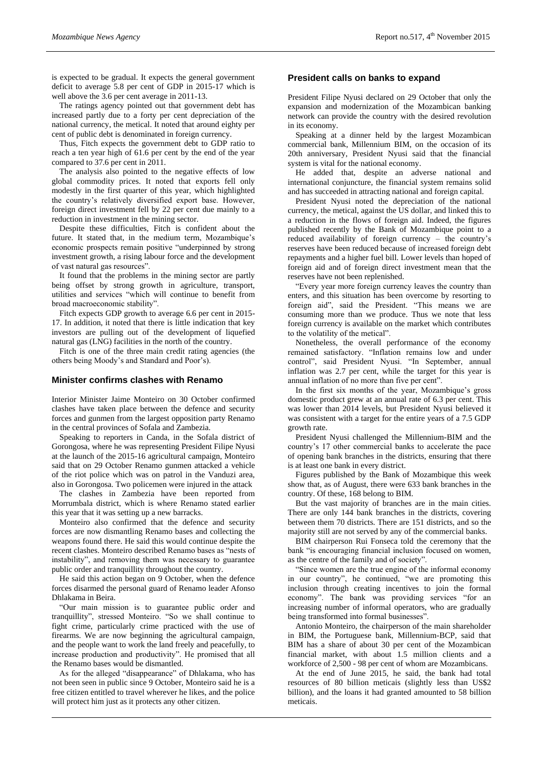is expected to be gradual. It expects the general government deficit to average 5.8 per cent of GDP in 2015-17 which is well above the 3.6 per cent average in 2011-13.

The ratings agency pointed out that government debt has increased partly due to a forty per cent depreciation of the national currency, the metical. It noted that around eighty per cent of public debt is denominated in foreign currency.

Thus, Fitch expects the government debt to GDP ratio to reach a ten year high of 61.6 per cent by the end of the year compared to 37.6 per cent in 2011.

The analysis also pointed to the negative effects of low global commodity prices. It noted that exports fell only modestly in the first quarter of this year, which highlighted the country's relatively diversified export base. However, foreign direct investment fell by 22 per cent due mainly to a reduction in investment in the mining sector.

Despite these difficulties, Fitch is confident about the future. It stated that, in the medium term, Mozambique's economic prospects remain positive "underpinned by strong investment growth, a rising labour force and the development of vast natural gas resources".

It found that the problems in the mining sector are partly being offset by strong growth in agriculture, transport, utilities and services "which will continue to benefit from broad macroeconomic stability".

Fitch expects GDP growth to average 6.6 per cent in 2015-17. In addition, it noted that there is little indication that key investors are pulling out of the development of liquefied natural gas (LNG) facilities in the north of the country.

Fitch is one of the three main credit rating agencies (the others being Moody's and Standard and Poor's).

## Minister confirms clashes with Renamo

Interior Minister Jaime Monteiro on 30 October confirmed clashes have taken place between the defence and security forces and gunmen from the largest opposition party Renamo in the central provinces of Sofala and Zambezia.

Speaking to reporters in Canda, in the Sofala district of Gorongosa, where he was representing President Filipe Nyusi at the launch of the 2015-16 agricultural campaign, Monteiro said that on 29 October Renamo gunmen attacked a vehicle of the riot police which was on patrol in the Vanduzi area, also in Gorongosa. Two policemen were injured in the attack

The clashes in Zambezia have been reported from Morrumbala district, which is where Renamo stated earlier this year that it was setting up a new barracks.

Monteiro also confirmed that the defence and security forces are now dismantling Renamo bases and collecting the weapons found there. He said this would continue despite the recent clashes. Monteiro described Renamo bases as "nests of instability", and removing them was necessary to guarantee public order and tranquillity throughout the country.

He said this action began on 9 October, when the defence forces disarmed the personal guard of Renamo leader Afonso Dhlakama in Beira.

"Our main mission is to guarantee public order and tranquillity", stressed Monteiro. "So we shall continue to fight crime, particularly crime practiced with the use of firearms. We are now beginning the agricultural campaign, and the people want to work the land freely and peacefully, to increase production and productivity". He promised that all the Renamo bases would be dismantled.

As for the alleged "disappearance" of Dhlakama, who has not been seen in public since 9 October, Monteiro said he is a free citizen entitled to travel wherever he likes, and the police will protect him just as it protects any other citizen.

## President calls on banks to expand

President Filipe Nyusi declared on 29 October that only the expansion and modernization of the Mozambican banking network can provide the country with the desired revolution in its economy.

Speaking at a dinner held by the largest Mozambican commercial bank, Millennium BIM, on the occasion of its 20th anniversary, President Nyusi said that the financial system is vital for the national economy.

He added that, despite an adverse national and international conjuncture, the financial system remains solid and has succeeded in attracting national and foreign capital.

President Nyusi noted the depreciation of the national currency, the metical, against the US dollar, and linked this to a reduction in the flows of foreign aid. Indeed, the figures published recently by the Bank of Mozambique point to a reduced availability of foreign currency – the country's reserves have been reduced because of increased foreign debt repayments and a higher fuel bill. Lower levels than hoped of foreign aid and of foreign direct investment mean that the reserves have not been replenished.

"Every year more foreign currency leaves the country than enters, and this situation has been overcome by resorting to foreign aid", said the President. "This means we are consuming more than we produce. Thus we note that less foreign currency is available on the market which contributes to the volatility of the metical".

Nonetheless, the overall performance of the economy remained satisfactory. "Inflation remains low and under control", said President Nyusi. "In September, annual inflation was 2.7 per cent, while the target for this year is annual inflation of no more than five per cent".

In the first six months of the year, Mozambique's gross domestic product grew at an annual rate of 6.3 per cent. This was lower than 2014 levels, but President Nyusi believed it was consistent with a target for the entire years of a 7.5 GDP growth rate.

President Nyusi challenged the Millennium-BIM and the country's 17 other commercial banks to accelerate the pace of opening bank branches in the districts, ensuring that there is at least one bank in every district.

Figures published by the Bank of Mozambique this week show that, as of August, there were 633 bank branches in the country. Of these, 168 belong to BIM.

But the vast majority of branches are in the main cities. There are only 144 bank branches in the districts, covering between them 70 districts. There are 151 districts, and so the majority still are not served by any of the commercial banks.

BIM chairperson Rui Fonseca told the ceremony that the bank "is encouraging financial inclusion focused on women, as the centre of the family and of society".

"Since women are the true engine of the informal economy in our country", he continued, "we are promoting this inclusion through creating incentives to join the formal economy". The bank was providing services "for an increasing number of informal operators, who are gradually being transformed into formal businesses".

Antonio Monteiro, the chairperson of the main shareholder in BIM, the Portuguese bank, Millennium-BCP, said that BIM has a share of about 30 per cent of the Mozambican financial market, with about 1.5 million clients and a workforce of 2,500 - 98 per cent of whom are Mozambicans.

At the end of June 2015, he said, the bank had total resources of 80 billion meticais (slightly less than US$2 billion), and the loans it had granted amounted to 58 billion meticais.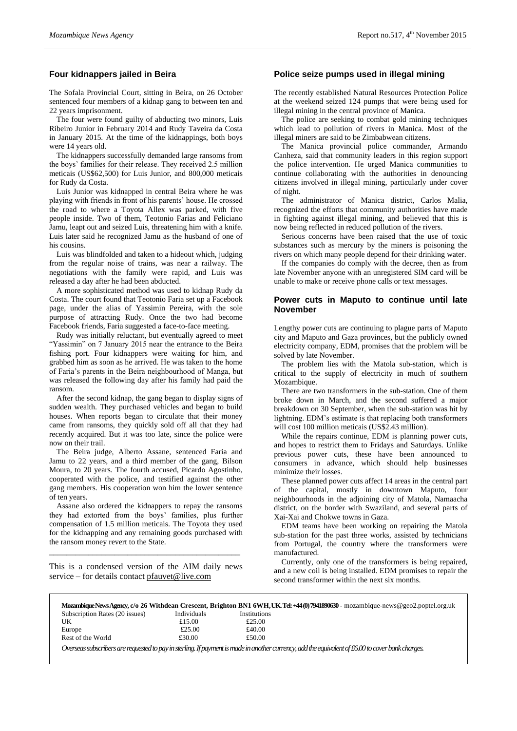## Four kidnappers jailed in Beira

The Sofala Provincial Court, sitting in Beira, on 26 October sentenced four members of a kidnap gang to between ten and 22 years imprisonment.

The four were found guilty of abducting two minors, Luis Ribeiro Junior in February 2014 and Rudy Taveira da Costa in January 2015. At the time of the kidnappings, both boys were 14 years old.

The kidnappers successfully demanded large ransoms from the boys' families for their release. They received 2.5 million meticais (US$62,500) for Luis Junior, and 800,000 meticais for Rudy da Costa.

Luis Junior was kidnapped in central Beira where he was playing with friends in front of his parents' house. He crossed the road to where a Toyota Allex was parked, with five people inside. Two of them, Teotonio Farias and Feliciano Jamu, leapt out and seized Luis, threatening him with a knife. Luis later said he recognized Jamu as the husband of one of his cousins.

Luis was blindfolded and taken to a hideout which, judging from the regular noise of trains, was near a railway. The negotiations with the family were rapid, and Luis was released a day after he had been abducted.

A more sophisticated method was used to kidnap Rudy da Costa. The court found that Teotonio Faria set up a Facebook page, under the alias of Yassimin Pereira, with the sole purpose of attracting Rudy. Once the two had become Facebook friends, Faria suggested a face-to-face meeting.

Rudy was initially reluctant, but eventually agreed to meet "Yassimin" on 7 January 2015 near the entrance to the Beira fishing port. Four kidnappers were waiting for him, and grabbed him as soon as he arrived. He was taken to the home of Faria's parents in the Beira neighbourhood of Manga, but was released the following day after his family had paid the ransom.

After the second kidnap, the gang began to display signs of sudden wealth. They purchased vehicles and began to build houses. When reports began to circulate that their money came from ransoms, they quickly sold off all that they had recently acquired. But it was too late, since the police were now on their trail.

The Beira judge, Alberto Assane, sentenced Faria and Jamu to 22 years, and a third member of the gang, Bilson Moura, to 20 years. The fourth accused, Picardo Agostinho, cooperated with the police, and testified against the other gang members. His cooperation won him the lower sentence of ten years.

Assane also ordered the kidnappers to repay the ransoms they had extorted from the boys' families, plus further compensation of 1.5 million meticais. The Toyota they used for the kidnapping and any remaining goods purchased with the ransom money revert to the State.

---

This is a condensed version of the AIM daily news service – for details contact pfauvet@live.com

## Police seize pumps used in illegal mining

The recently established Natural Resources Protection Police at the weekend seized 124 pumps that were being used for illegal mining in the central province of Manica.

The police are seeking to combat gold mining techniques which lead to pollution of rivers in Manica. Most of the illegal miners are said to be Zimbabwean citizens.

The Manica provincial police commander, Armando Canheza, said that community leaders in this region support the police intervention. He urged Manica communities to continue collaborating with the authorities in denouncing citizens involved in illegal mining, particularly under cover of night.

The administrator of Manica district, Carlos Malia, recognized the efforts that community authorities have made in fighting against illegal mining, and believed that this is now being reflected in reduced pollution of the rivers.

Serious concerns have been raised that the use of toxic substances such as mercury by the miners is poisoning the rivers on which many people depend for their drinking water.

If the companies do comply with the decree, then as from late November anyone with an unregistered SIM card will be unable to make or receive phone calls or text messages.

## Power cuts in Maputo to continue until late November

Lengthy power cuts are continuing to plague parts of Maputo city and Maputo and Gaza provinces, but the publicly owned electricity company, EDM, promises that the problem will be solved by late November.

The problem lies with the Matola sub-station, which is critical to the supply of electricity in much of southern Mozambique.

There are two transformers in the sub-station. One of them broke down in March, and the second suffered a major breakdown on 30 September, when the sub-station was hit by lightning. EDM's estimate is that replacing both transformers will cost 100 million meticais (US$2.43 million).

While the repairs continue, EDM is planning power cuts, and hopes to restrict them to Fridays and Saturdays. Unlike previous power cuts, these have been announced to consumers in advance, which should help businesses minimize their losses.

These planned power cuts affect 14 areas in the central part of the capital, mostly in downtown Maputo, four neighbourhoods in the adjoining city of Matola, Namaacha district, on the border with Swaziland, and several parts of Xai-Xai and Chokwe towns in Gaza.

EDM teams have been working on repairing the Matola sub-station for the past three works, assisted by technicians from Portugal, the country where the transformers were manufactured.

Currently, only one of the transformers is being repaired, and a new coil is being installed. EDM promises to repair the second transformer within the next six months.

**Mozambique News Agency, c/o 26 Withdean Crescent, Brighton BN1 6WH, UK. Tel: +44 (0) 7941890630** - mozambique-news@geo2.poptel.org.uk

| Subscription Rates (20 issues) | Individuals | Institutions |
|---|---|---|
| UK | £15.00 | £25.00 |
| Europe | £25.00 | £40.00 |
| Rest of the World | £30.00 | £50.00 |

*Overseas subscribers are requested to pay in sterling. If payment is made in another currency, add the equivalent of £6.00 to cover bank charges.*